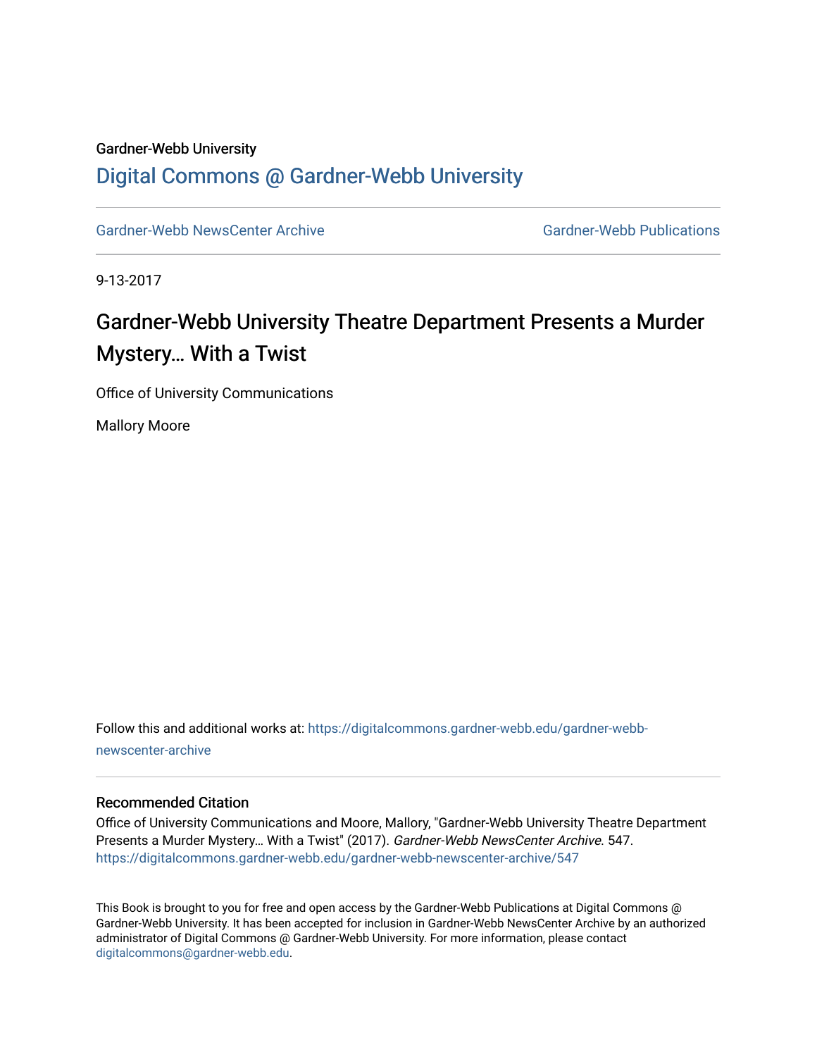Gardner-Webb University

# Digital Commons @ Gardner-Webb University

Gardner-Webb NewsCenter Archive | Gardner-Webb Publications

9-13-2017

## Gardner-Webb University Theatre Department Presents a Murder Mystery… With a Twist

Office of University Communications

Mallory Moore

Follow this and additional works at: https://digitalcommons.gardner-webb.edu/gardner-webb-newscenter-archive

### Recommended Citation

Office of University Communications and Moore, Mallory, "Gardner-Webb University Theatre Department Presents a Murder Mystery… With a Twist" (2017). *Gardner-Webb NewsCenter Archive*. 547.
https://digitalcommons.gardner-webb.edu/gardner-webb-newscenter-archive/547

This Book is brought to you for free and open access by the Gardner-Webb Publications at Digital Commons @ Gardner-Webb University. It has been accepted for inclusion in Gardner-Webb NewsCenter Archive by an authorized administrator of Digital Commons @ Gardner-Webb University. For more information, please contact digitalcommons@gardner-webb.edu.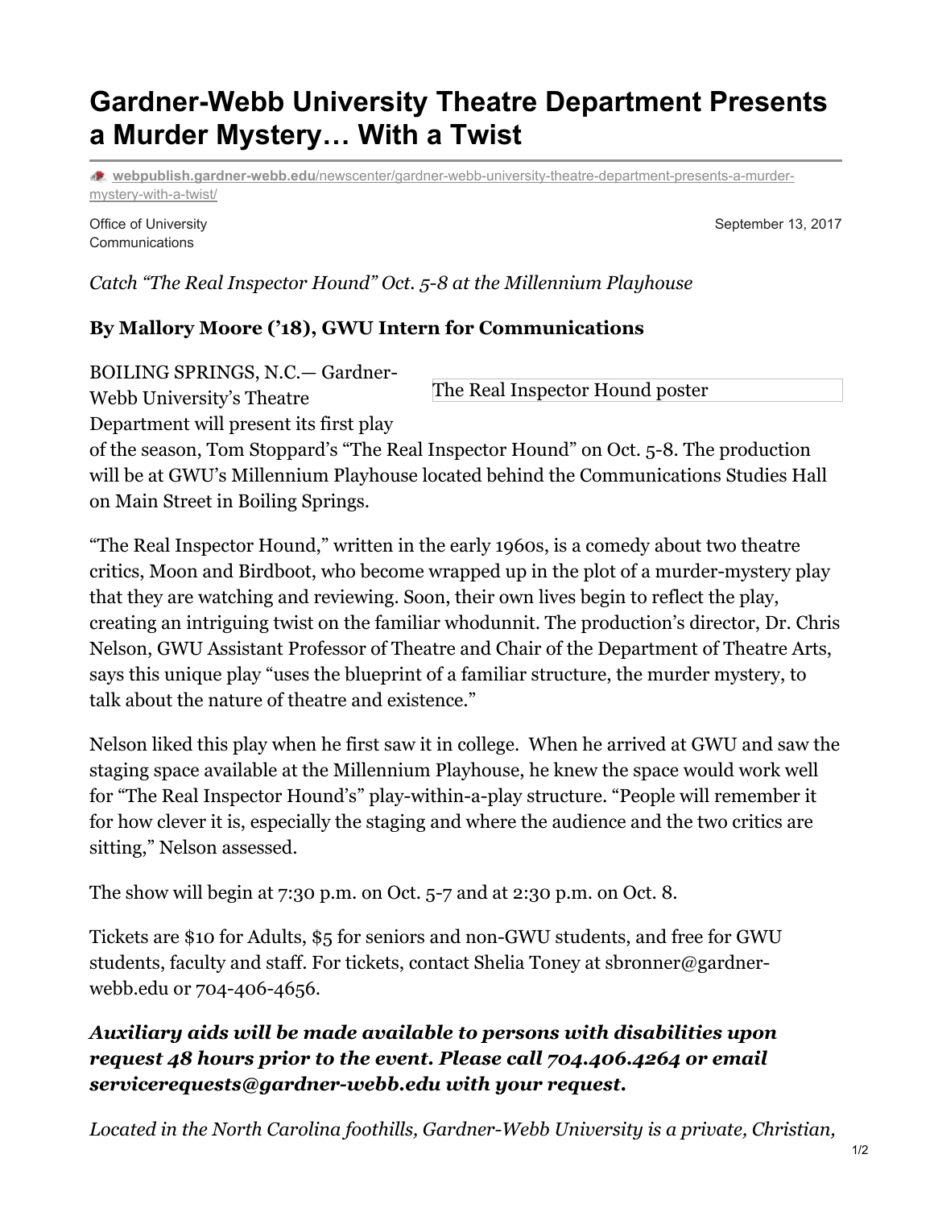# Gardner-Webb University Theatre Department Presents a Murder Mystery… With a Twist

**webpublish.gardner-webb.edu**/newscenter/gardner-webb-university-theatre-department-presents-a-murder-mystery-with-a-twist/

Office of University Communications

September 13, 2017

*Catch "The Real Inspector Hound" Oct. 5-8 at the Millennium Playhouse*

**By Mallory Moore ('18), GWU Intern for Communications**

The Real Inspector Hound poster

BOILING SPRINGS, N.C.— Gardner-Webb University's Theatre Department will present its first play of the season, Tom Stoppard's "The Real Inspector Hound" on Oct. 5-8. The production will be at GWU's Millennium Playhouse located behind the Communications Studies Hall on Main Street in Boiling Springs.

"The Real Inspector Hound," written in the early 1960s, is a comedy about two theatre critics, Moon and Birdboot, who become wrapped up in the plot of a murder-mystery play that they are watching and reviewing. Soon, their own lives begin to reflect the play, creating an intriguing twist on the familiar whodunnit. The production's director, Dr. Chris Nelson, GWU Assistant Professor of Theatre and Chair of the Department of Theatre Arts, says this unique play "uses the blueprint of a familiar structure, the murder mystery, to talk about the nature of theatre and existence."

Nelson liked this play when he first saw it in college. When he arrived at GWU and saw the staging space available at the Millennium Playhouse, he knew the space would work well for "The Real Inspector Hound's" play-within-a-play structure. "People will remember it for how clever it is, especially the staging and where the audience and the two critics are sitting," Nelson assessed.

The show will begin at 7:30 p.m. on Oct. 5-7 and at 2:30 p.m. on Oct. 8.

Tickets are $10 for Adults, $5 for seniors and non-GWU students, and free for GWU students, faculty and staff. For tickets, contact Shelia Toney at sbronner@gardner-webb.edu or 704-406-4656.

***Auxiliary aids will be made available to persons with disabilities upon request 48 hours prior to the event. Please call 704.406.4264 or email servicerequests@gardner-webb.edu with your request.***

*Located in the North Carolina foothills, Gardner-Webb University is a private, Christian,*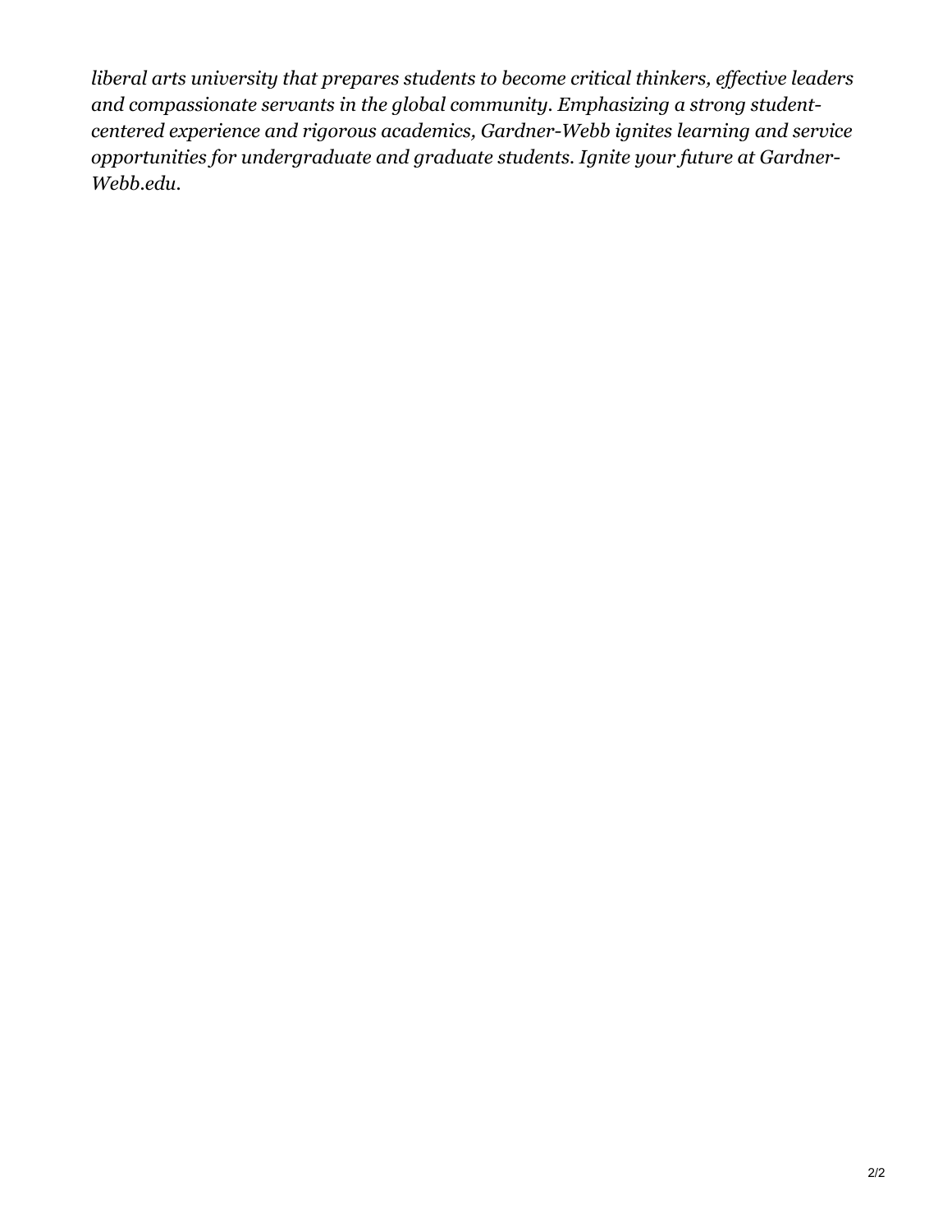*liberal arts university that prepares students to become critical thinkers, effective leaders and compassionate servants in the global community. Emphasizing a strong student-centered experience and rigorous academics, Gardner-Webb ignites learning and service opportunities for undergraduate and graduate students. Ignite your future at Gardner-Webb.edu.*